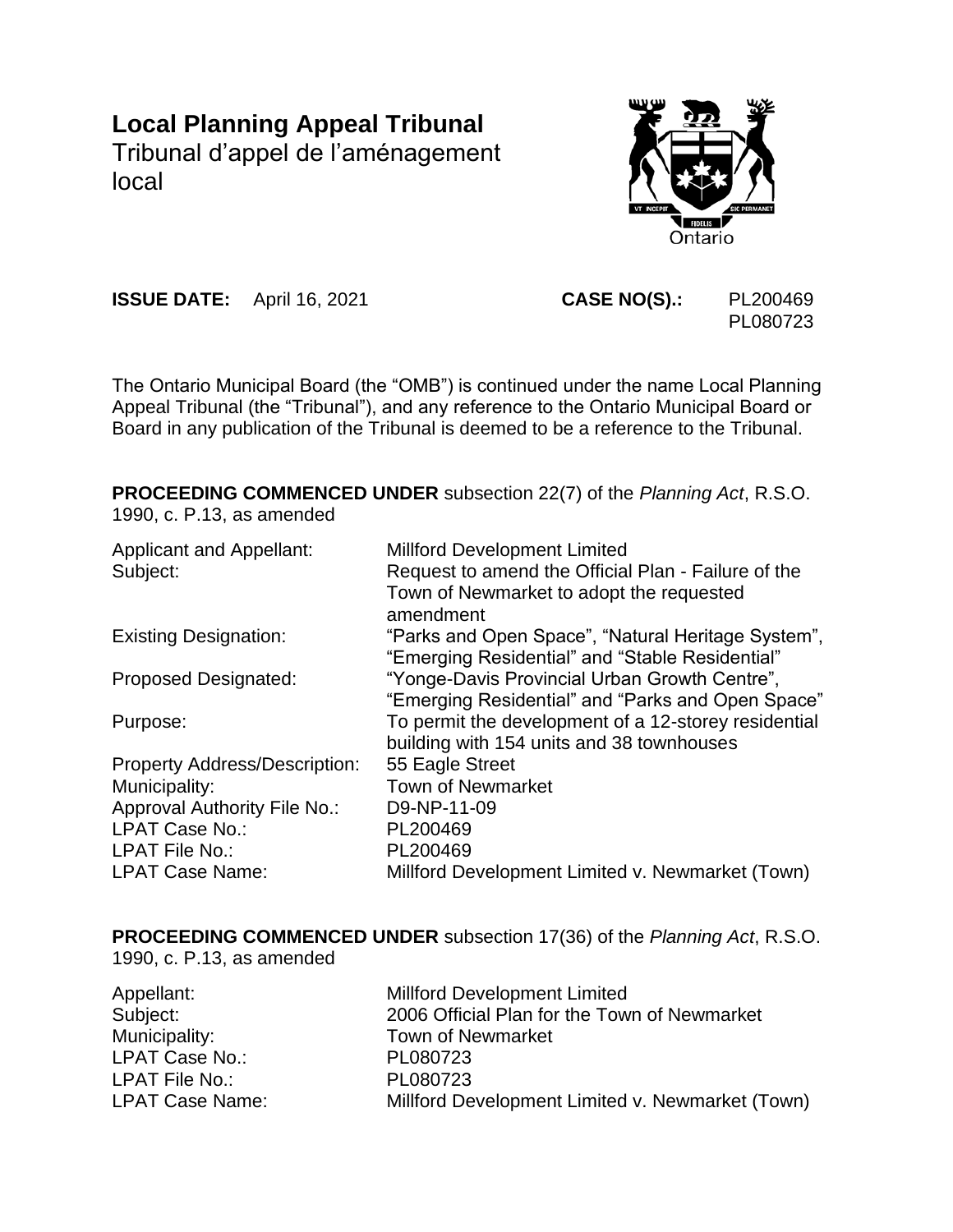# Local Planning Appeal Tribunal

Tribunal d'appel de l'aménagement local

**ISSUE DATE:** April 16, 2021 **CASE NO(S).:** PL200469 PL080723

The Ontario Municipal Board (the "OMB") is continued under the name Local Planning Appeal Tribunal (the "Tribunal"), and any reference to the Ontario Municipal Board or Board in any publication of the Tribunal is deemed to be a reference to the Tribunal.

**PROCEEDING COMMENCED UNDER** subsection 22(7) of the *Planning Act*, R.S.O. 1990, c. P.13, as amended

| | |
|---|---|
| Applicant and Appellant: | Millford Development Limited |
| Subject: | Request to amend the Official Plan - Failure of the Town of Newmarket to adopt the requested amendment |
| Existing Designation: | "Parks and Open Space", "Natural Heritage System", "Emerging Residential" and "Stable Residential" |
| Proposed Designated: | "Yonge-Davis Provincial Urban Growth Centre", "Emerging Residential" and "Parks and Open Space" |
| Purpose: | To permit the development of a 12-storey residential building with 154 units and 38 townhouses |
| Property Address/Description: | 55 Eagle Street |
| Municipality: | Town of Newmarket |
| Approval Authority File No.: | D9-NP-11-09 |
| LPAT Case No.: | PL200469 |
| LPAT File No.: | PL200469 |
| LPAT Case Name: | Millford Development Limited v. Newmarket (Town) |

**PROCEEDING COMMENCED UNDER** subsection 17(36) of the *Planning Act*, R.S.O. 1990, c. P.13, as amended

| | |
|---|---|
| Appellant: | Millford Development Limited |
| Subject: | 2006 Official Plan for the Town of Newmarket |
| Municipality: | Town of Newmarket |
| LPAT Case No.: | PL080723 |
| LPAT File No.: | PL080723 |
| LPAT Case Name: | Millford Development Limited v. Newmarket (Town) |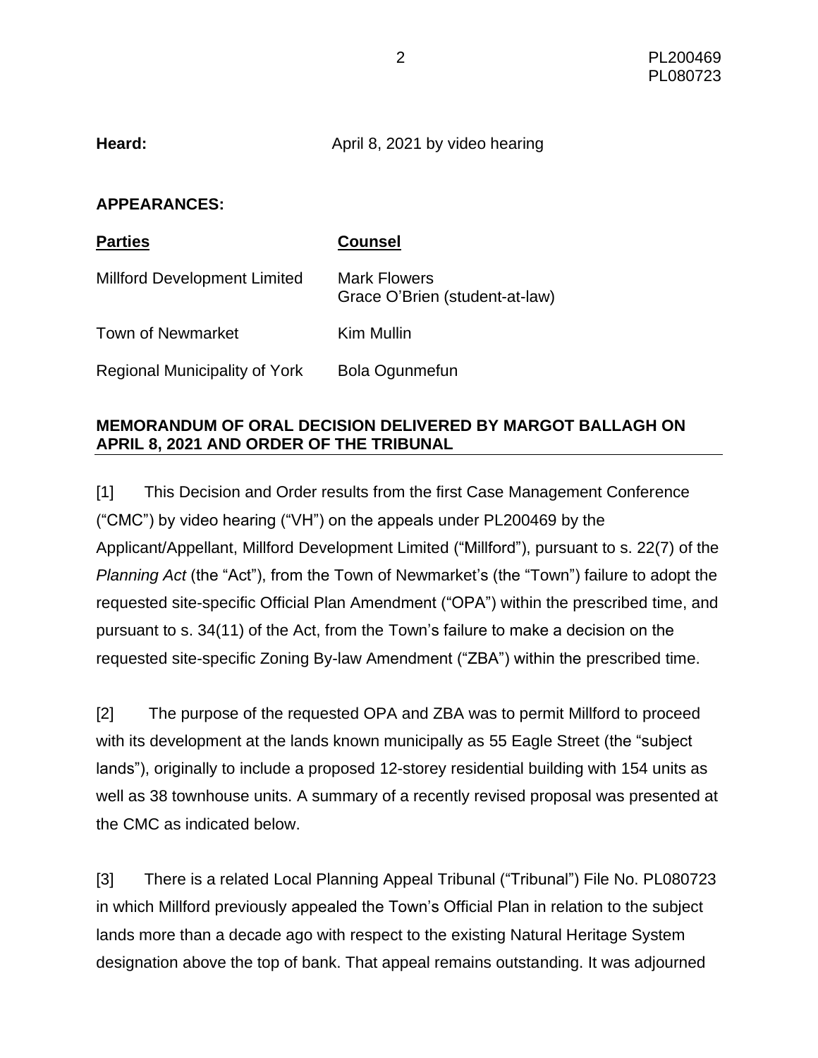**Heard:** April 8, 2021 by video hearing

**APPEARANCES:**

| Parties | Counsel |
|---|---|
| Millford Development Limited | Mark Flowers<br>Grace O'Brien (student-at-law) |
| Town of Newmarket | Kim Mullin |
| Regional Municipality of York | Bola Ogunmefun |

**MEMORANDUM OF ORAL DECISION DELIVERED BY MARGOT BALLAGH ON APRIL 8, 2021 AND ORDER OF THE TRIBUNAL**

[1] This Decision and Order results from the first Case Management Conference ("CMC") by video hearing ("VH") on the appeals under PL200469 by the Applicant/Appellant, Millford Development Limited ("Millford"), pursuant to s. 22(7) of the *Planning Act* (the "Act"), from the Town of Newmarket's (the "Town") failure to adopt the requested site-specific Official Plan Amendment ("OPA") within the prescribed time, and pursuant to s. 34(11) of the Act, from the Town's failure to make a decision on the requested site-specific Zoning By-law Amendment ("ZBA") within the prescribed time.

[2] The purpose of the requested OPA and ZBA was to permit Millford to proceed with its development at the lands known municipally as 55 Eagle Street (the "subject lands"), originally to include a proposed 12-storey residential building with 154 units as well as 38 townhouse units. A summary of a recently revised proposal was presented at the CMC as indicated below.

[3] There is a related Local Planning Appeal Tribunal ("Tribunal") File No. PL080723 in which Millford previously appealed the Town's Official Plan in relation to the subject lands more than a decade ago with respect to the existing Natural Heritage System designation above the top of bank. That appeal remains outstanding. It was adjourned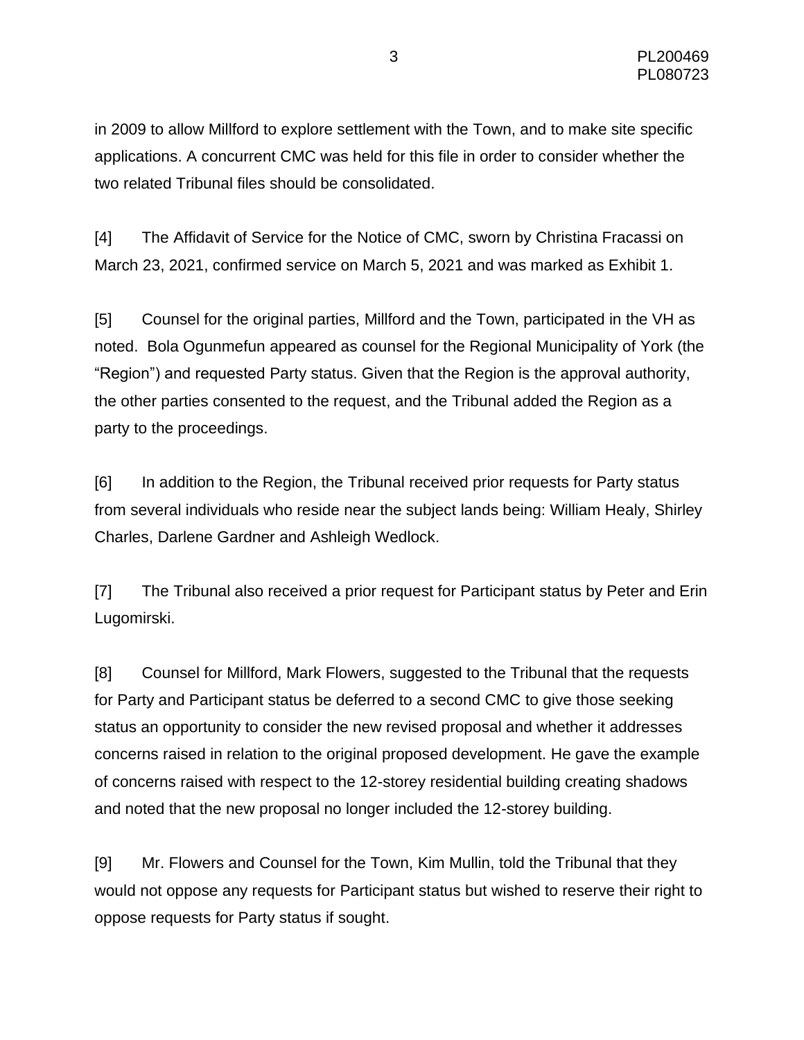in 2009 to allow Millford to explore settlement with the Town, and to make site specific applications. A concurrent CMC was held for this file in order to consider whether the two related Tribunal files should be consolidated.

[4] The Affidavit of Service for the Notice of CMC, sworn by Christina Fracassi on March 23, 2021, confirmed service on March 5, 2021 and was marked as Exhibit 1.

[5] Counsel for the original parties, Millford and the Town, participated in the VH as noted. Bola Ogunmefun appeared as counsel for the Regional Municipality of York (the "Region") and requested Party status. Given that the Region is the approval authority, the other parties consented to the request, and the Tribunal added the Region as a party to the proceedings.

[6] In addition to the Region, the Tribunal received prior requests for Party status from several individuals who reside near the subject lands being: William Healy, Shirley Charles, Darlene Gardner and Ashleigh Wedlock.

[7] The Tribunal also received a prior request for Participant status by Peter and Erin Lugomirski.

[8] Counsel for Millford, Mark Flowers, suggested to the Tribunal that the requests for Party and Participant status be deferred to a second CMC to give those seeking status an opportunity to consider the new revised proposal and whether it addresses concerns raised in relation to the original proposed development. He gave the example of concerns raised with respect to the 12-storey residential building creating shadows and noted that the new proposal no longer included the 12-storey building.

[9] Mr. Flowers and Counsel for the Town, Kim Mullin, told the Tribunal that they would not oppose any requests for Participant status but wished to reserve their right to oppose requests for Party status if sought.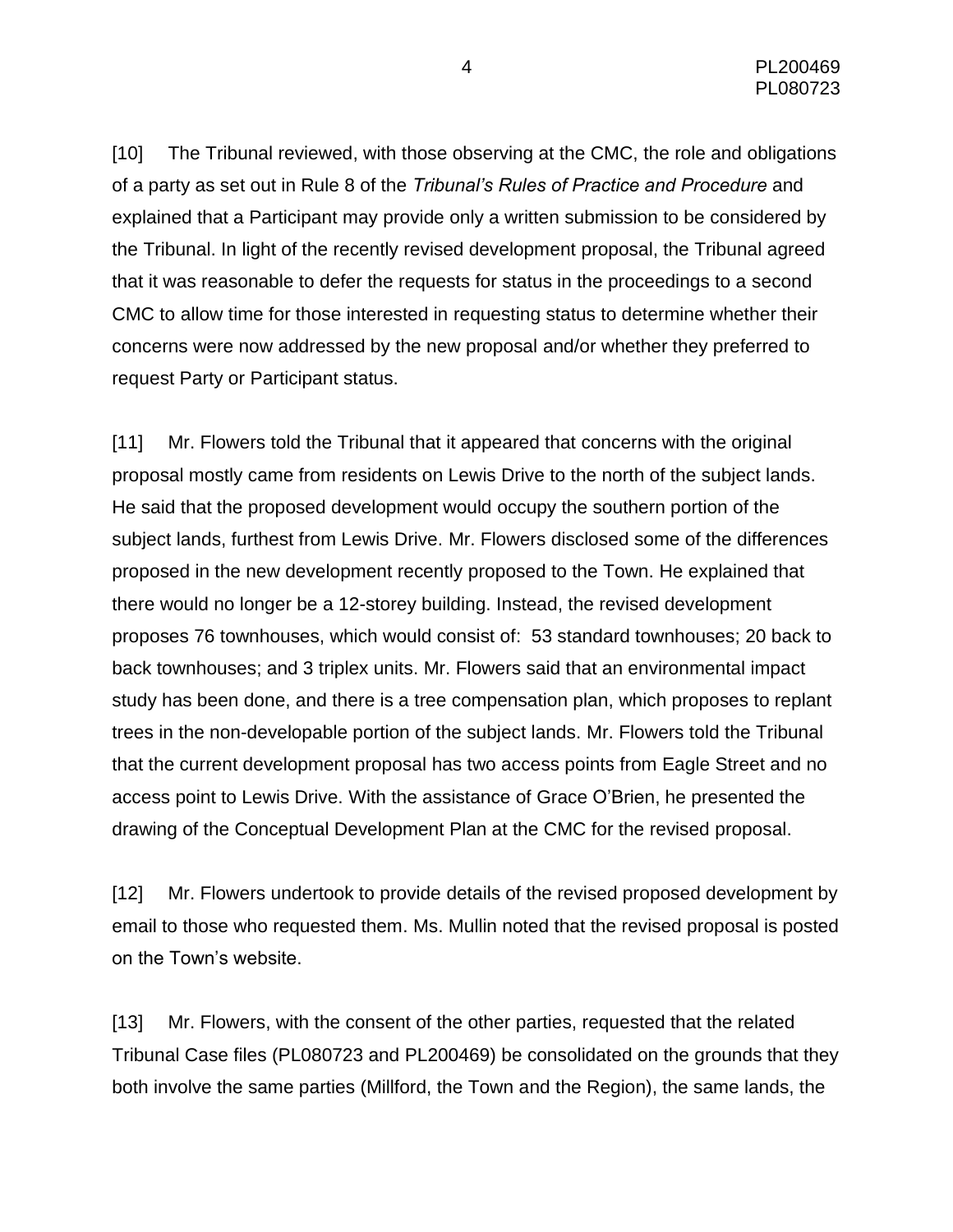[10] The Tribunal reviewed, with those observing at the CMC, the role and obligations of a party as set out in Rule 8 of the *Tribunal's Rules of Practice and Procedure* and explained that a Participant may provide only a written submission to be considered by the Tribunal. In light of the recently revised development proposal, the Tribunal agreed that it was reasonable to defer the requests for status in the proceedings to a second CMC to allow time for those interested in requesting status to determine whether their concerns were now addressed by the new proposal and/or whether they preferred to request Party or Participant status.

[11] Mr. Flowers told the Tribunal that it appeared that concerns with the original proposal mostly came from residents on Lewis Drive to the north of the subject lands. He said that the proposed development would occupy the southern portion of the subject lands, furthest from Lewis Drive. Mr. Flowers disclosed some of the differences proposed in the new development recently proposed to the Town. He explained that there would no longer be a 12-storey building. Instead, the revised development proposes 76 townhouses, which would consist of: 53 standard townhouses; 20 back to back townhouses; and 3 triplex units. Mr. Flowers said that an environmental impact study has been done, and there is a tree compensation plan, which proposes to replant trees in the non-developable portion of the subject lands. Mr. Flowers told the Tribunal that the current development proposal has two access points from Eagle Street and no access point to Lewis Drive. With the assistance of Grace O'Brien, he presented the drawing of the Conceptual Development Plan at the CMC for the revised proposal.

[12] Mr. Flowers undertook to provide details of the revised proposed development by email to those who requested them. Ms. Mullin noted that the revised proposal is posted on the Town's website.

[13] Mr. Flowers, with the consent of the other parties, requested that the related Tribunal Case files (PL080723 and PL200469) be consolidated on the grounds that they both involve the same parties (Millford, the Town and the Region), the same lands, the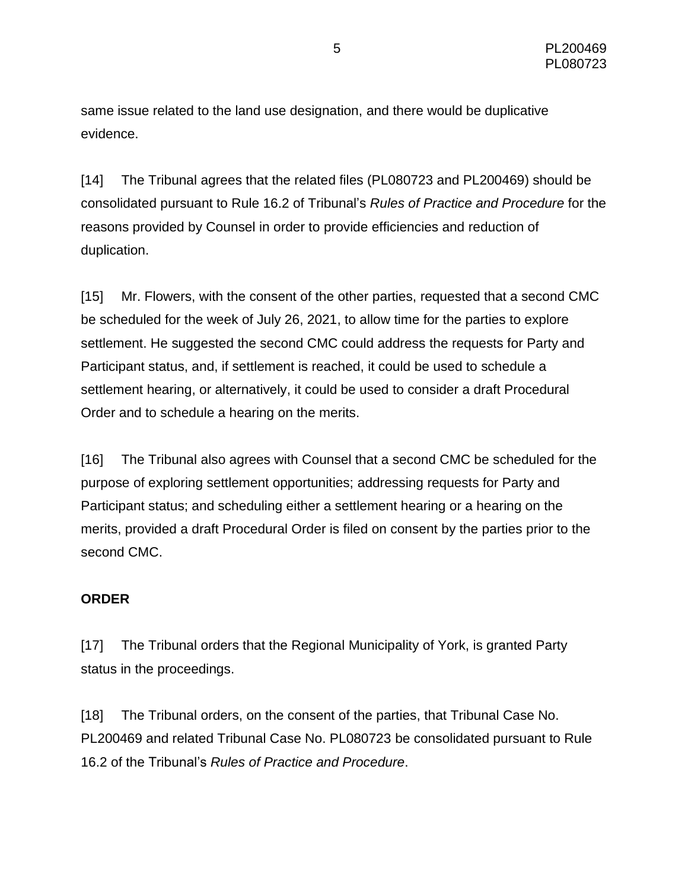same issue related to the land use designation, and there would be duplicative evidence.

[14] The Tribunal agrees that the related files (PL080723 and PL200469) should be consolidated pursuant to Rule 16.2 of Tribunal's *Rules of Practice and Procedure* for the reasons provided by Counsel in order to provide efficiencies and reduction of duplication.

[15] Mr. Flowers, with the consent of the other parties, requested that a second CMC be scheduled for the week of July 26, 2021, to allow time for the parties to explore settlement. He suggested the second CMC could address the requests for Party and Participant status, and, if settlement is reached, it could be used to schedule a settlement hearing, or alternatively, it could be used to consider a draft Procedural Order and to schedule a hearing on the merits.

[16] The Tribunal also agrees with Counsel that a second CMC be scheduled for the purpose of exploring settlement opportunities; addressing requests for Party and Participant status; and scheduling either a settlement hearing or a hearing on the merits, provided a draft Procedural Order is filed on consent by the parties prior to the second CMC.

**ORDER**

[17] The Tribunal orders that the Regional Municipality of York, is granted Party status in the proceedings.

[18] The Tribunal orders, on the consent of the parties, that Tribunal Case No. PL200469 and related Tribunal Case No. PL080723 be consolidated pursuant to Rule 16.2 of the Tribunal's *Rules of Practice and Procedure*.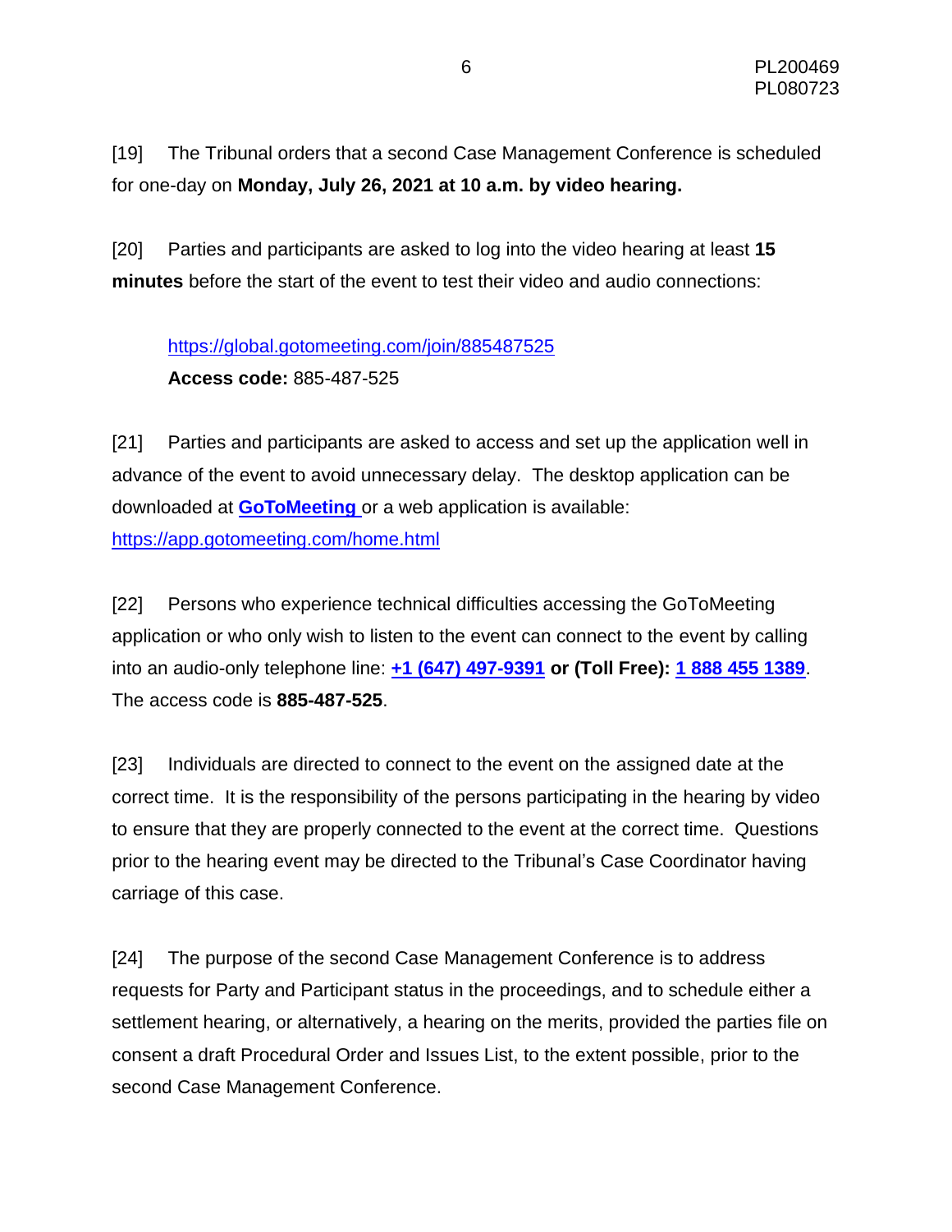[19] The Tribunal orders that a second Case Management Conference is scheduled for one-day on **Monday, July 26, 2021 at 10 a.m. by video hearing.**

[20] Parties and participants are asked to log into the video hearing at least **15 minutes** before the start of the event to test their video and audio connections:

> https://global.gotomeeting.com/join/885487525
> **Access code:** 885-487-525

[21] Parties and participants are asked to access and set up the application well in advance of the event to avoid unnecessary delay. The desktop application can be downloaded at **GoToMeeting** or a web application is available: https://app.gotomeeting.com/home.html

[22] Persons who experience technical difficulties accessing the GoToMeeting application or who only wish to listen to the event can connect to the event by calling into an audio-only telephone line: **+1 (647) 497-9391 or (Toll Free): 1 888 455 1389**. The access code is **885-487-525**.

[23] Individuals are directed to connect to the event on the assigned date at the correct time. It is the responsibility of the persons participating in the hearing by video to ensure that they are properly connected to the event at the correct time. Questions prior to the hearing event may be directed to the Tribunal's Case Coordinator having carriage of this case.

[24] The purpose of the second Case Management Conference is to address requests for Party and Participant status in the proceedings, and to schedule either a settlement hearing, or alternatively, a hearing on the merits, provided the parties file on consent a draft Procedural Order and Issues List, to the extent possible, prior to the second Case Management Conference.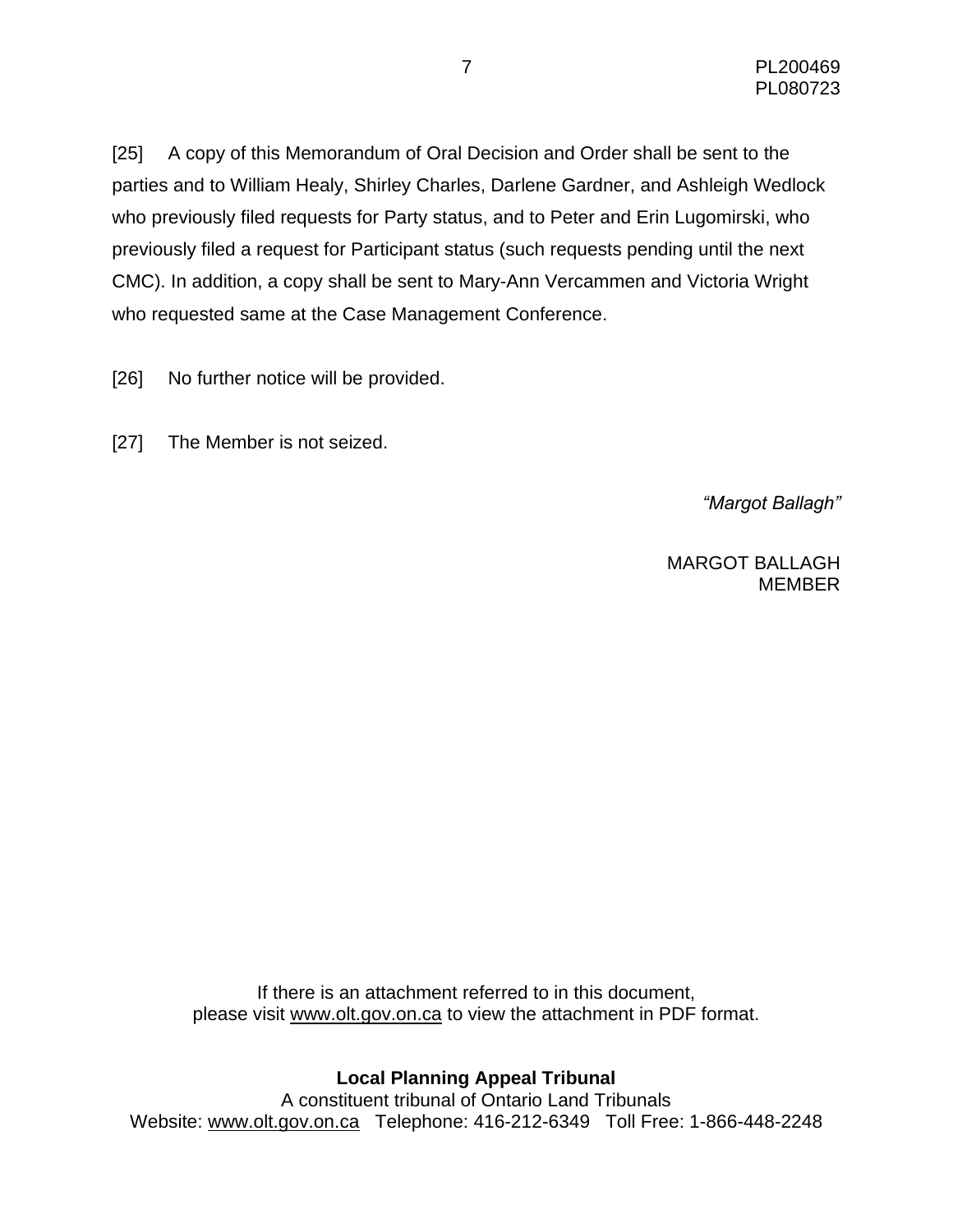[25] A copy of this Memorandum of Oral Decision and Order shall be sent to the parties and to William Healy, Shirley Charles, Darlene Gardner, and Ashleigh Wedlock who previously filed requests for Party status, and to Peter and Erin Lugomirski, who previously filed a request for Participant status (such requests pending until the next CMC). In addition, a copy shall be sent to Mary-Ann Vercammen and Victoria Wright who requested same at the Case Management Conference.

[26] No further notice will be provided.

[27] The Member is not seized.

*"Margot Ballagh"*

MARGOT BALLAGH
MEMBER

If there is an attachment referred to in this document, please visit www.olt.gov.on.ca to view the attachment in PDF format.

**Local Planning Appeal Tribunal**
A constituent tribunal of Ontario Land Tribunals
Website: www.olt.gov.on.ca Telephone: 416-212-6349 Toll Free: 1-866-448-2248